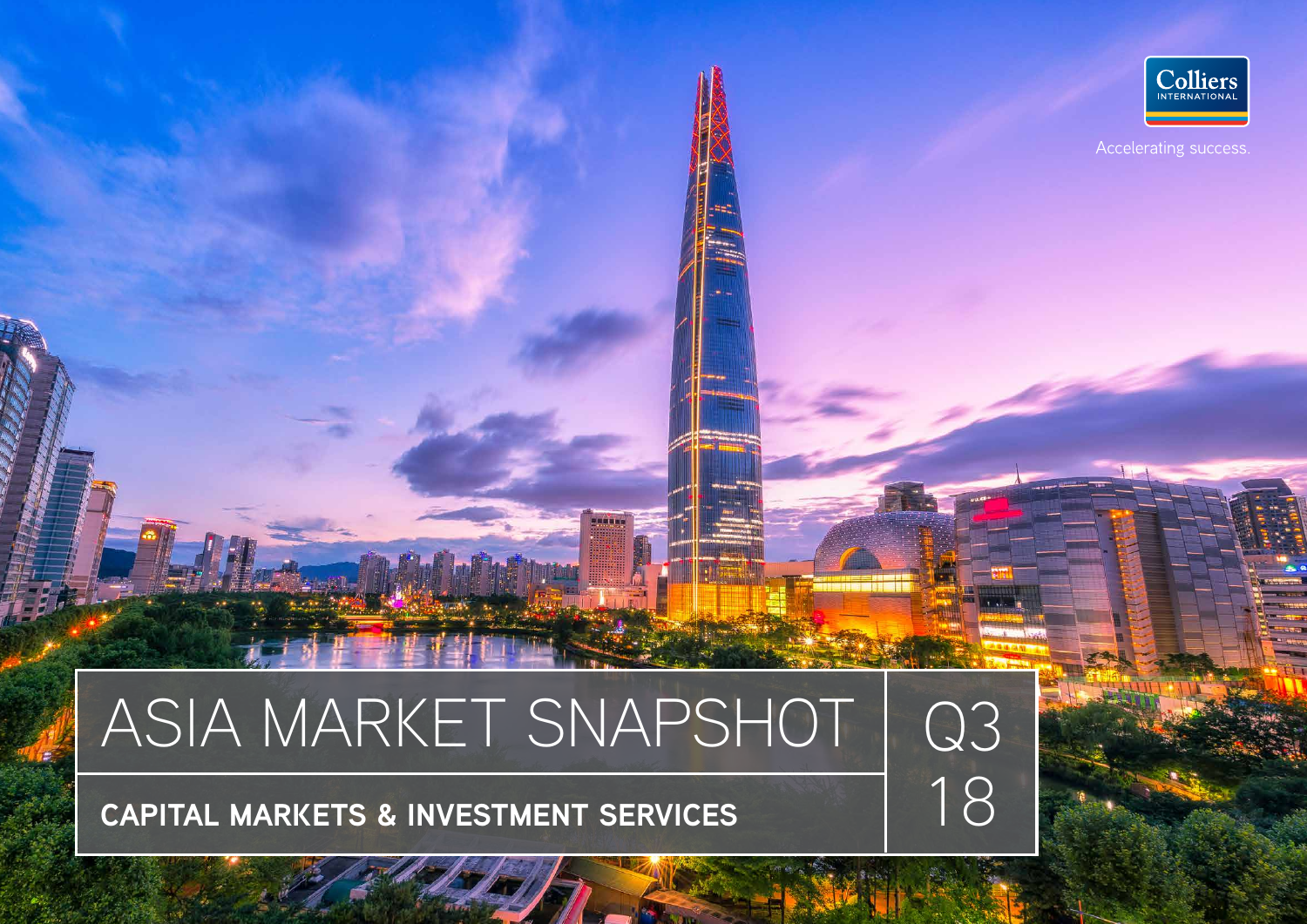Colliers INTERNATIONAL

Accelerating success.

# ASIA MARKET SNAPSHOT Q3 18

## CAPITAL MARKETS & INVESTMENT SERVICES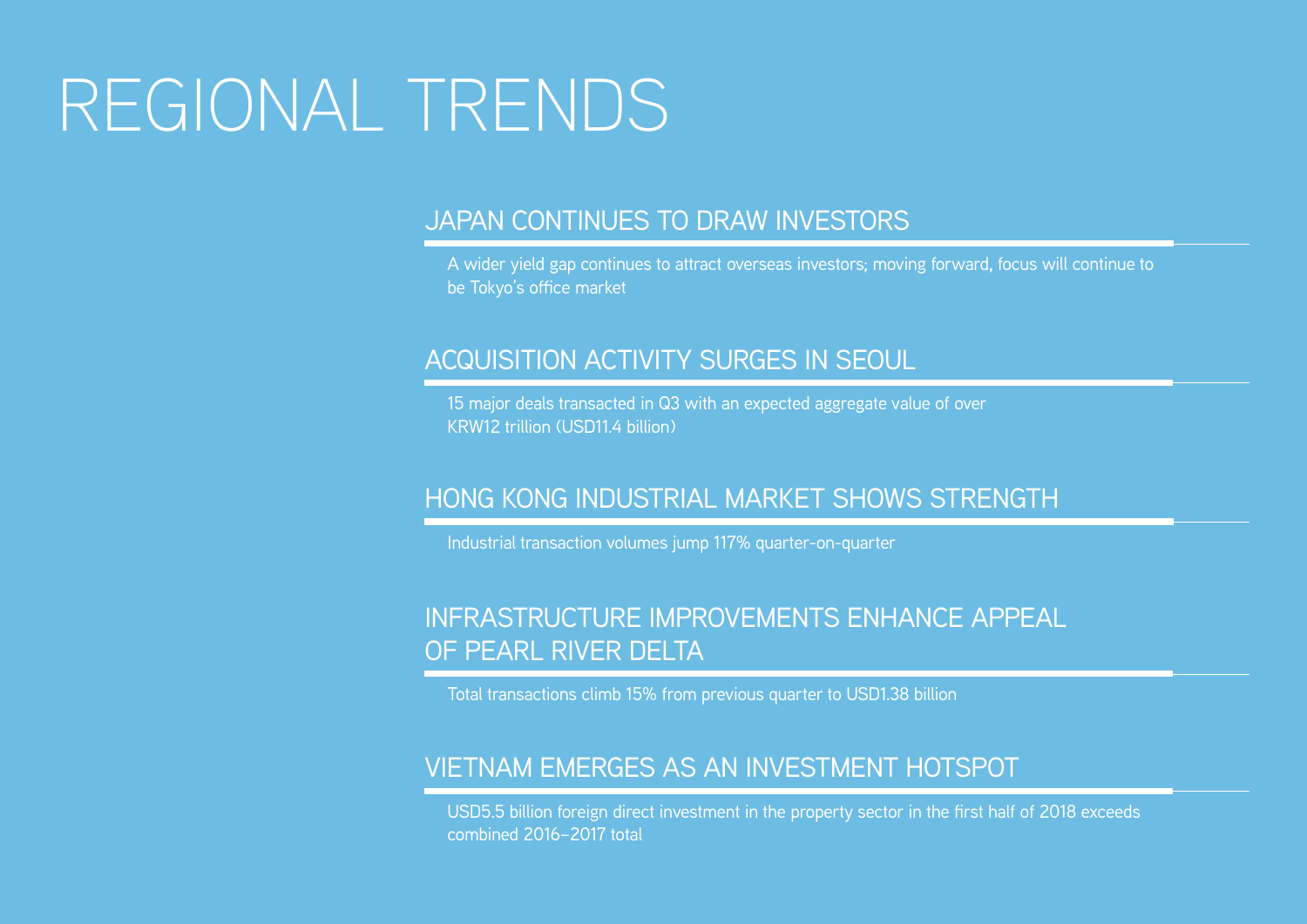# REGIONAL TRENDS

## JAPAN CONTINUES TO DRAW INVESTORS

A wider yield gap continues to attract overseas investors; moving forward, focus will continue to be Tokyo's office market

## ACQUISITION ACTIVITY SURGES IN SEOUL

15 major deals transacted in Q3 with an expected aggregate value of over KRW12 trillion (USD11.4 billion)

## HONG KONG INDUSTRIAL MARKET SHOWS STRENGTH

Industrial transaction volumes jump 117% quarter-on-quarter

## INFRASTRUCTURE IMPROVEMENTS ENHANCE APPEAL OF PEARL RIVER DELTA

Total transactions climb 15% from previous quarter to USD1.38 billion

## VIETNAM EMERGES AS AN INVESTMENT HOTSPOT

USD5.5 billion foreign direct investment in the property sector in the first half of 2018 exceeds combined 2016–2017 total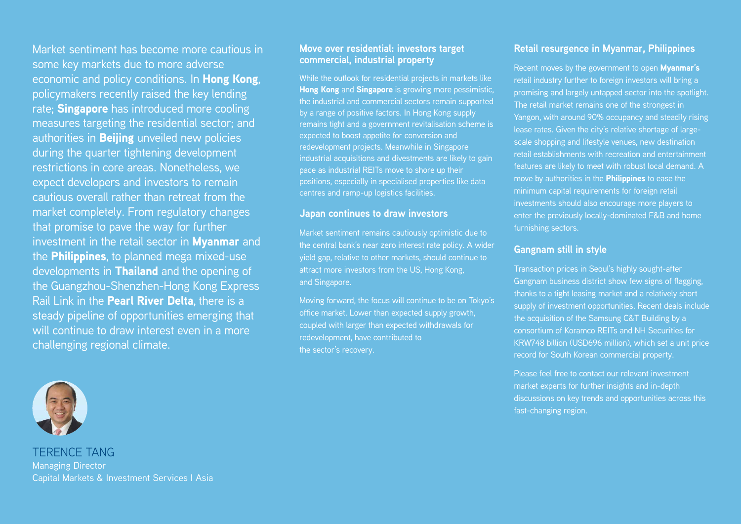Market sentiment has become more cautious in some key markets due to more adverse economic and policy conditions. In **Hong Kong**, policymakers recently raised the key lending rate; **Singapore** has introduced more cooling measures targeting the residential sector; and authorities in **Beijing** unveiled new policies during the quarter tightening development restrictions in core areas. Nonetheless, we expect developers and investors to remain cautious overall rather than retreat from the market completely. From regulatory changes that promise to pave the way for further investment in the retail sector in **Myanmar** and the **Philippines**, to planned mega mixed-use developments in **Thailand** and the opening of the Guangzhou-Shenzhen-Hong Kong Express Rail Link in the **Pearl River Delta**, there is a steady pipeline of opportunities emerging that will continue to draw interest even in a more challenging regional climate.

TERENCE TANG
Managing Director
Capital Markets & Investment Services I Asia

### Move over residential: investors target commercial, industrial property

While the outlook for residential projects in markets like **Hong Kong** and **Singapore** is growing more pessimistic, the industrial and commercial sectors remain supported by a range of positive factors. In Hong Kong supply remains tight and a government revitalisation scheme is expected to boost appetite for conversion and redevelopment projects. Meanwhile in Singapore industrial acquisitions and divestments are likely to gain pace as industrial REITs move to shore up their positions, especially in specialised properties like data centres and ramp-up logistics facilities.

### Japan continues to draw investors

Market sentiment remains cautiously optimistic due to the central bank's near zero interest rate policy. A wider yield gap, relative to other markets, should continue to attract more investors from the US, Hong Kong, and Singapore.

Moving forward, the focus will continue to be on Tokyo's office market. Lower than expected supply growth, coupled with larger than expected withdrawals for redevelopment, have contributed to the sector's recovery.

### Retail resurgence in Myanmar, Philippines

Recent moves by the government to open **Myanmar's** retail industry further to foreign investors will bring a promising and largely untapped sector into the spotlight. The retail market remains one of the strongest in Yangon, with around 90% occupancy and steadily rising lease rates. Given the city's relative shortage of large-scale shopping and lifestyle venues, new destination retail establishments with recreation and entertainment features are likely to meet with robust local demand. A move by authorities in the **Philippines** to ease the minimum capital requirements for foreign retail investments should also encourage more players to enter the previously locally-dominated F&B and home furnishing sectors.

### Gangnam still in style

Transaction prices in Seoul's highly sought-after Gangnam business district show few signs of flagging, thanks to a tight leasing market and a relatively short supply of investment opportunities. Recent deals include the acquisition of the Samsung C&T Building by a consortium of Koramco REITs and NH Securities for KRW748 billion (USD696 million), which set a unit price record for South Korean commercial property.

Please feel free to contact our relevant investment market experts for further insights and in-depth discussions on key trends and opportunities across this fast-changing region.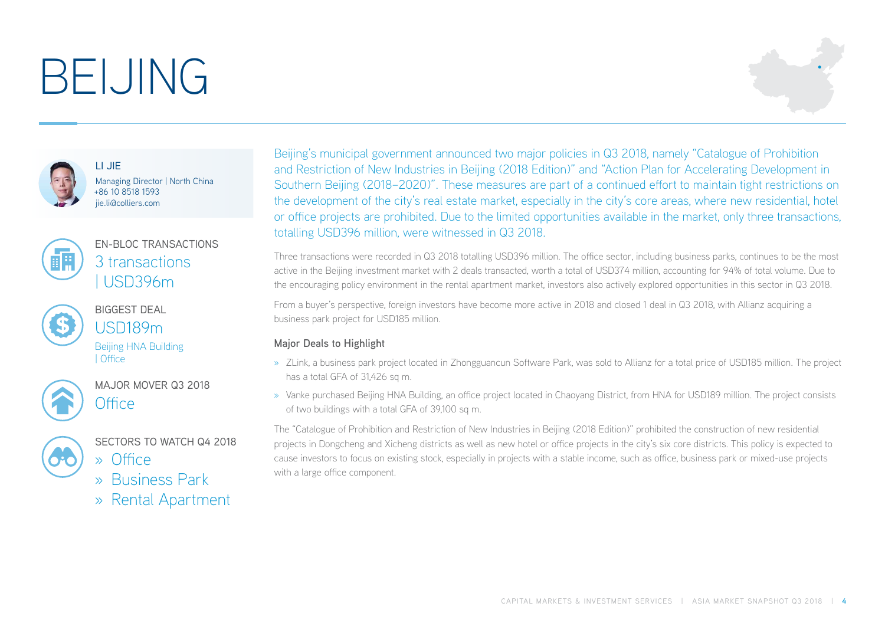# BEIJING

**LI JIE**
Managing Director | North China
+86 10 8518 1593
jie.li@colliers.com

**EN-BLOC TRANSACTIONS**
3 transactions | USD396m

**BIGGEST DEAL**
USD189m
Beijing HNA Building | Office

**MAJOR MOVER Q3 2018**
Office

**SECTORS TO WATCH Q4 2018**
- Office
- Business Park
- Rental Apartment

Beijing's municipal government announced two major policies in Q3 2018, namely "Catalogue of Prohibition and Restriction of New Industries in Beijing (2018 Edition)" and "Action Plan for Accelerating Development in Southern Beijing (2018–2020)". These measures are part of a continued effort to maintain tight restrictions on the development of the city's real estate market, especially in the city's core areas, where new residential, hotel or office projects are prohibited. Due to the limited opportunities available in the market, only three transactions, totalling USD396 million, were witnessed in Q3 2018.

Three transactions were recorded in Q3 2018 totalling USD396 million. The office sector, including business parks, continues to be the most active in the Beijing investment market with 2 deals transacted, worth a total of USD374 million, accounting for 94% of total volume. Due to the encouraging policy environment in the rental apartment market, investors also actively explored opportunities in this sector in Q3 2018.

From a buyer's perspective, foreign investors have become more active in 2018 and closed 1 deal in Q3 2018, with Allianz acquiring a business park project for USD185 million.

### Major Deals to Highlight

- ZLink, a business park project located in Zhongguancun Software Park, was sold to Allianz for a total price of USD185 million. The project has a total GFA of 31,426 sq m.
- Vanke purchased Beijing HNA Building, an office project located in Chaoyang District, from HNA for USD189 million. The project consists of two buildings with a total GFA of 39,100 sq m.

The "Catalogue of Prohibition and Restriction of New Industries in Beijing (2018 Edition)" prohibited the construction of new residential projects in Dongcheng and Xicheng districts as well as new hotel or office projects in the city's six core districts. This policy is expected to cause investors to focus on existing stock, especially in projects with a stable income, such as office, business park or mixed-use projects with a large office component.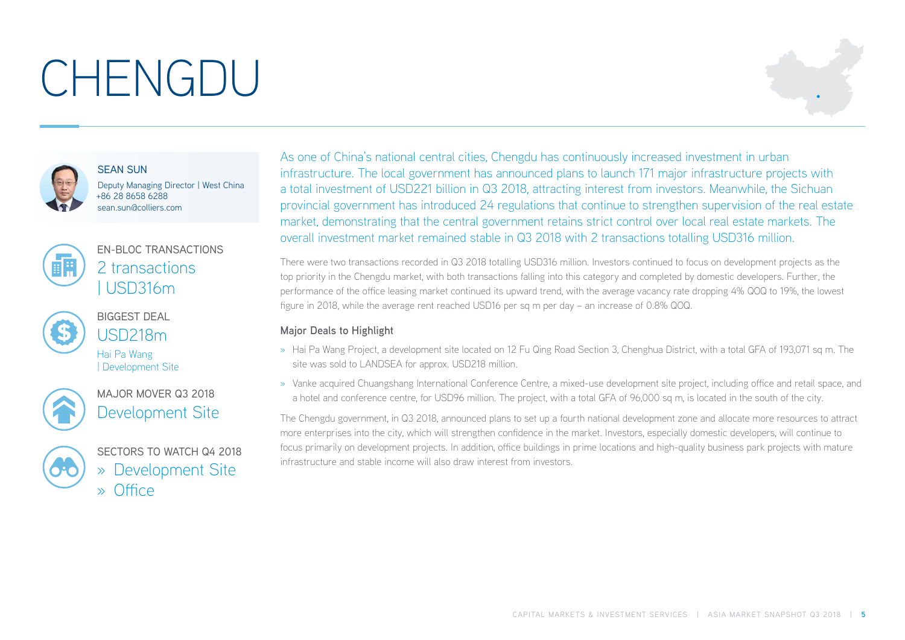# CHENGDU

**SEAN SUN**
Deputy Managing Director | West China
+86 28 8658 6288
sean.sun@colliers.com

EN-BLOC TRANSACTIONS
2 transactions
| USD316m

BIGGEST DEAL
USD218m
Hai Pa Wang
| Development Site

MAJOR MOVER Q3 2018
Development Site

SECTORS TO WATCH Q4 2018
» Development Site
» Office

As one of China's national central cities, Chengdu has continuously increased investment in urban infrastructure. The local government has announced plans to launch 171 major infrastructure projects with a total investment of USD221 billion in Q3 2018, attracting interest from investors. Meanwhile, the Sichuan provincial government has introduced 24 regulations that continue to strengthen supervision of the real estate market, demonstrating that the central government retains strict control over local real estate markets. The overall investment market remained stable in Q3 2018 with 2 transactions totalling USD316 million.

There were two transactions recorded in Q3 2018 totalling USD316 million. Investors continued to focus on development projects as the top priority in the Chengdu market, with both transactions falling into this category and completed by domestic developers. Further, the performance of the office leasing market continued its upward trend, with the average vacancy rate dropping 4% QOQ to 19%, the lowest figure in 2018, while the average rent reached USD16 per sq m per day – an increase of 0.8% QOQ.

### Major Deals to Highlight

- Hai Pa Wang Project, a development site located on 12 Fu Qing Road Section 3, Chenghua District, with a total GFA of 193,071 sq m. The site was sold to LANDSEA for approx. USD218 million.
- Vanke acquired Chuangshang International Conference Centre, a mixed-use development site project, including office and retail space, and a hotel and conference centre, for USD96 million. The project, with a total GFA of 96,000 sq m, is located in the south of the city.

The Chengdu government, in Q3 2018, announced plans to set up a fourth national development zone and allocate more resources to attract more enterprises into the city, which will strengthen confidence in the market. Investors, especially domestic developers, will continue to focus primarily on development projects. In addition, office buildings in prime locations and high-quality business park projects with mature infrastructure and stable income will also draw interest from investors.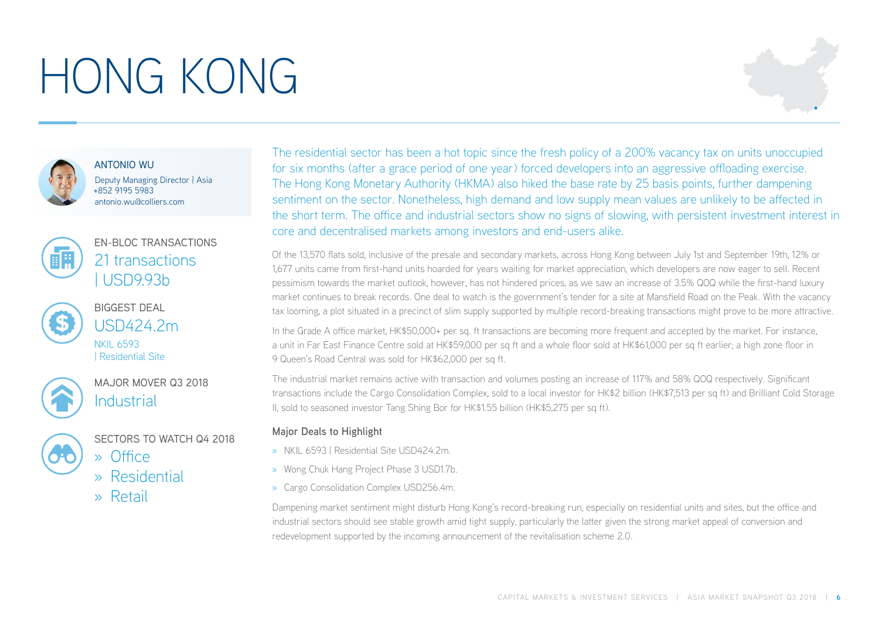# HONG KONG

**ANTONIO WU**
Deputy Managing Director | Asia
+852 9195 5983
antonio.wu@colliers.com

**EN-BLOC TRANSACTIONS**
21 transactions | USD9.93b

**BIGGEST DEAL**
USD424.2m
NKIL 6593 | Residential Site

**MAJOR MOVER Q3 2018**
Industrial

**SECTORS TO WATCH Q4 2018**
» Office
» Residential
» Retail

The residential sector has been a hot topic since the fresh policy of a 200% vacancy tax on units unoccupied for six months (after a grace period of one year) forced developers into an aggressive offloading exercise. The Hong Kong Monetary Authority (HKMA) also hiked the base rate by 25 basis points, further dampening sentiment on the sector. Nonetheless, high demand and low supply mean values are unlikely to be affected in the short term. The office and industrial sectors show no signs of slowing, with persistent investment interest in core and decentralised markets among investors and end-users alike.

Of the 13,570 flats sold, inclusive of the presale and secondary markets, across Hong Kong between July 1st and September 19th, 12% or 1,677 units came from first-hand units hoarded for years waiting for market appreciation, which developers are now eager to sell. Recent pessimism towards the market outlook, however, has not hindered prices, as we saw an increase of 3.5% QOQ while the first-hand luxury market continues to break records. One deal to watch is the government's tender for a site at Mansfield Road on the Peak. With the vacancy tax looming, a plot situated in a precinct of slim supply supported by multiple record-breaking transactions might prove to be more attractive.

In the Grade A office market, HK$50,000+ per sq. ft transactions are becoming more frequent and accepted by the market. For instance, a unit in Far East Finance Centre sold at HK$59,000 per sq ft and a whole floor sold at HK$61,000 per sq ft earlier; a high zone floor in 9 Queen's Road Central was sold for HK$62,000 per sq ft.

The industrial market remains active with transaction and volumes posting an increase of 117% and 58% QOQ respectively. Significant transactions include the Cargo Consolidation Complex, sold to a local investor for HK$2 billion (HK$7,513 per sq ft) and Brilliant Cold Storage II, sold to seasoned investor Tang Shing Bor for HK$1.55 billion (HK$5,275 per sq ft).

### Major Deals to Highlight

- NKIL 6593 | Residential Site USD424.2m.
- Wong Chuk Hang Project Phase 3 USD1.7b.
- Cargo Consolidation Complex USD256.4m.

Dampening market sentiment might disturb Hong Kong's record-breaking run, especially on residential units and sites, but the office and industrial sectors should see stable growth amid tight supply, particularly the latter given the strong market appeal of conversion and redevelopment supported by the incoming announcement of the revitalisation scheme 2.0.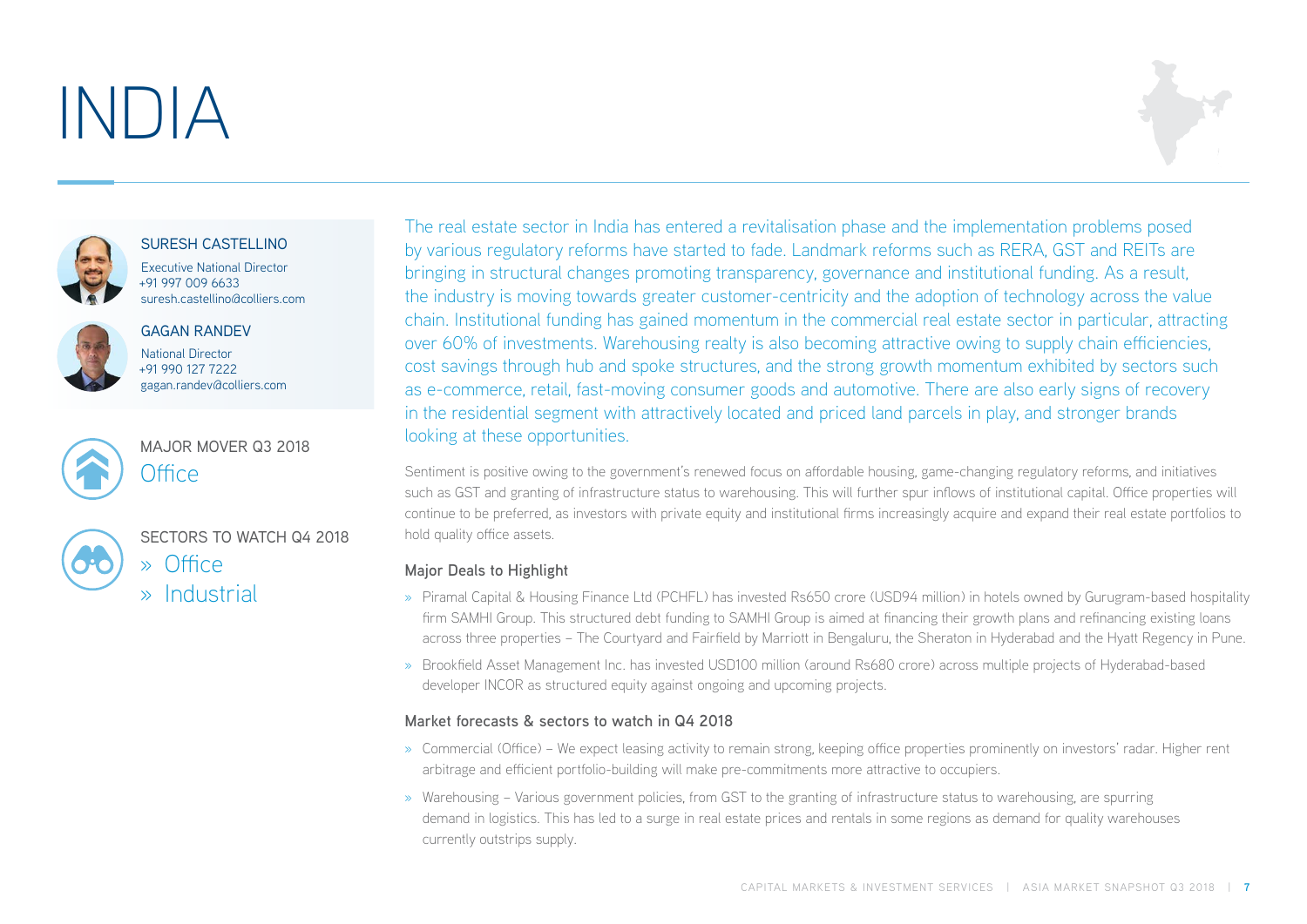# INDIA

**SURESH CASTELLINO**
Executive National Director
+91 997 009 6633
suresh.castellino@colliers.com

**GAGAN RANDEV**
National Director
+91 990 127 7222
gagan.randev@colliers.com

MAJOR MOVER Q3 2018
Office

SECTORS TO WATCH Q4 2018
» Office
» Industrial

The real estate sector in India has entered a revitalisation phase and the implementation problems posed by various regulatory reforms have started to fade. Landmark reforms such as RERA, GST and REITs are bringing in structural changes promoting transparency, governance and institutional funding. As a result, the industry is moving towards greater customer-centricity and the adoption of technology across the value chain. Institutional funding has gained momentum in the commercial real estate sector in particular, attracting over 60% of investments. Warehousing realty is also becoming attractive owing to supply chain efficiencies, cost savings through hub and spoke structures, and the strong growth momentum exhibited by sectors such as e-commerce, retail, fast-moving consumer goods and automotive. There are also early signs of recovery in the residential segment with attractively located and priced land parcels in play, and stronger brands looking at these opportunities.

Sentiment is positive owing to the government's renewed focus on affordable housing, game-changing regulatory reforms, and initiatives such as GST and granting of infrastructure status to warehousing. This will further spur inflows of institutional capital. Office properties will continue to be preferred, as investors with private equity and institutional firms increasingly acquire and expand their real estate portfolios to hold quality office assets.

### Major Deals to Highlight

» Piramal Capital & Housing Finance Ltd (PCHFL) has invested Rs650 crore (USD94 million) in hotels owned by Gurugram-based hospitality firm SAMHI Group. This structured debt funding to SAMHI Group is aimed at financing their growth plans and refinancing existing loans across three properties – The Courtyard and Fairfield by Marriott in Bengaluru, the Sheraton in Hyderabad and the Hyatt Regency in Pune.

» Brookfield Asset Management Inc. has invested USD100 million (around Rs680 crore) across multiple projects of Hyderabad-based developer INCOR as structured equity against ongoing and upcoming projects.

### Market forecasts & sectors to watch in Q4 2018

» Commercial (Office) – We expect leasing activity to remain strong, keeping office properties prominently on investors' radar. Higher rent arbitrage and efficient portfolio-building will make pre-commitments more attractive to occupiers.

» Warehousing – Various government policies, from GST to the granting of infrastructure status to warehousing, are spurring demand in logistics. This has led to a surge in real estate prices and rentals in some regions as demand for quality warehouses currently outstrips supply.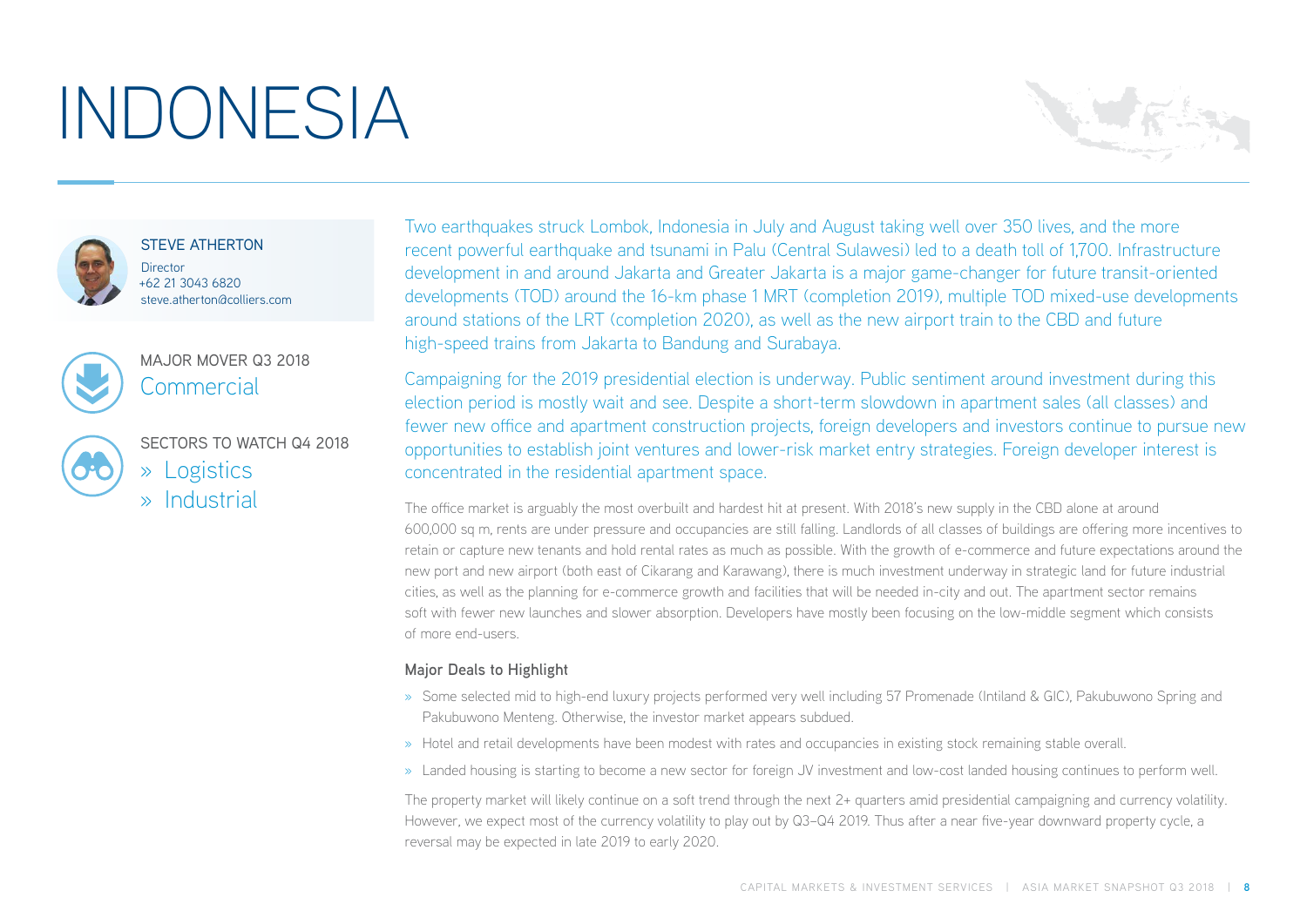# INDONESIA

**STEVE ATHERTON**
Director
+62 21 3043 6820
steve.atherton@colliers.com

MAJOR MOVER Q3 2018
Commercial

SECTORS TO WATCH Q4 2018
» Logistics
» Industrial

Two earthquakes struck Lombok, Indonesia in July and August taking well over 350 lives, and the more recent powerful earthquake and tsunami in Palu (Central Sulawesi) led to a death toll of 1,700. Infrastructure development in and around Jakarta and Greater Jakarta is a major game-changer for future transit-oriented developments (TOD) around the 16-km phase 1 MRT (completion 2019), multiple TOD mixed-use developments around stations of the LRT (completion 2020), as well as the new airport train to the CBD and future high-speed trains from Jakarta to Bandung and Surabaya.

Campaigning for the 2019 presidential election is underway. Public sentiment around investment during this election period is mostly wait and see. Despite a short-term slowdown in apartment sales (all classes) and fewer new office and apartment construction projects, foreign developers and investors continue to pursue new opportunities to establish joint ventures and lower-risk market entry strategies. Foreign developer interest is concentrated in the residential apartment space.

The office market is arguably the most overbuilt and hardest hit at present. With 2018's new supply in the CBD alone at around 600,000 sq m, rents are under pressure and occupancies are still falling. Landlords of all classes of buildings are offering more incentives to retain or capture new tenants and hold rental rates as much as possible. With the growth of e-commerce and future expectations around the new port and new airport (both east of Cikarang and Karawang), there is much investment underway in strategic land for future industrial cities, as well as the planning for e-commerce growth and facilities that will be needed in-city and out. The apartment sector remains soft with fewer new launches and slower absorption. Developers have mostly been focusing on the low-middle segment which consists of more end-users.

**Major Deals to Highlight**

- Some selected mid to high-end luxury projects performed very well including 57 Promenade (Intiland & GIC), Pakubuwono Spring and Pakubuwono Menteng. Otherwise, the investor market appears subdued.
- Hotel and retail developments have been modest with rates and occupancies in existing stock remaining stable overall.
- Landed housing is starting to become a new sector for foreign JV investment and low-cost landed housing continues to perform well.

The property market will likely continue on a soft trend through the next 2+ quarters amid presidential campaigning and currency volatility. However, we expect most of the currency volatility to play out by Q3–Q4 2019. Thus after a near five-year downward property cycle, a reversal may be expected in late 2019 to early 2020.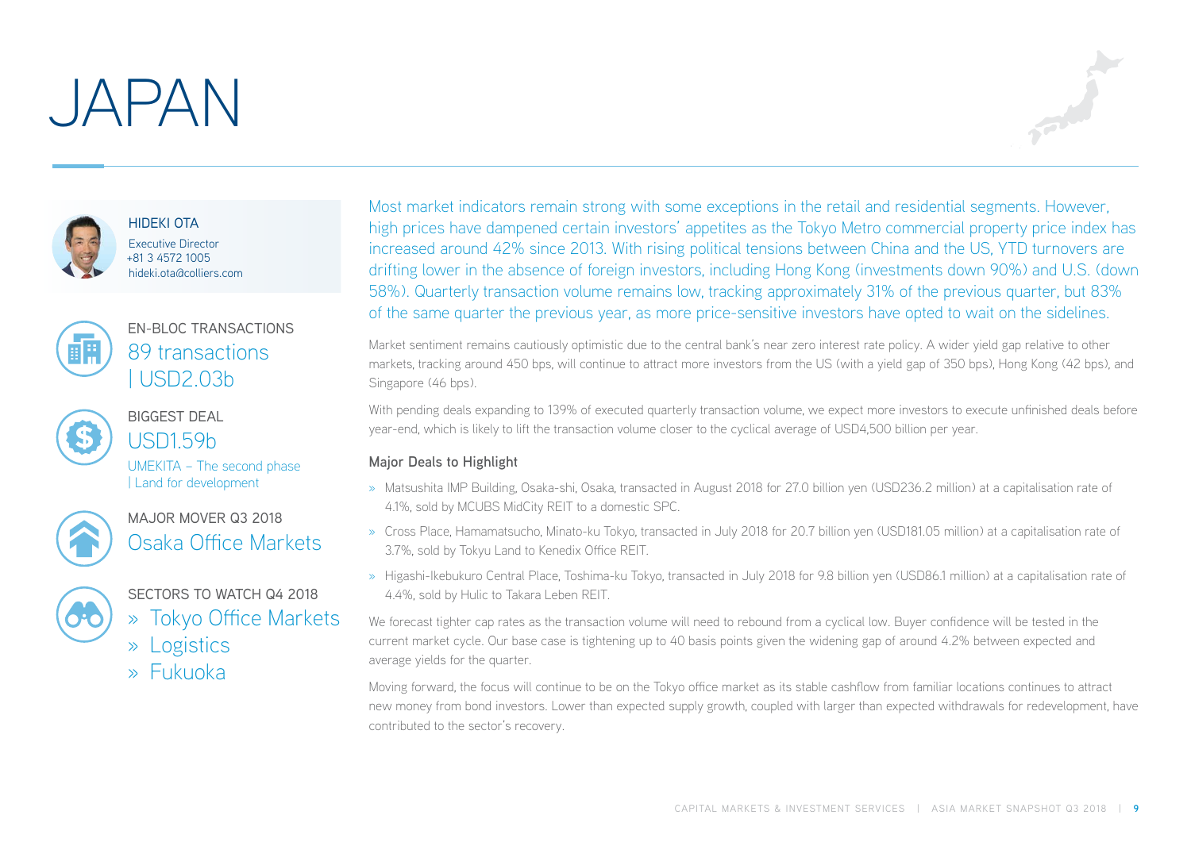# JAPAN

**HIDEKI OTA**
Executive Director
+81 3 4572 1005
hideki.ota@colliers.com

**EN-BLOC TRANSACTIONS**
89 transactions | USD2.03b

**BIGGEST DEAL**
USD1.59b
UMEKITA – The second phase | Land for development

**MAJOR MOVER Q3 2018**
Osaka Office Markets

**SECTORS TO WATCH Q4 2018**
- Tokyo Office Markets
- Logistics
- Fukuoka

Most market indicators remain strong with some exceptions in the retail and residential segments. However, high prices have dampened certain investors' appetites as the Tokyo Metro commercial property price index has increased around 42% since 2013. With rising political tensions between China and the US, YTD turnovers are drifting lower in the absence of foreign investors, including Hong Kong (investments down 90%) and U.S. (down 58%). Quarterly transaction volume remains low, tracking approximately 31% of the previous quarter, but 83% of the same quarter the previous year, as more price-sensitive investors have opted to wait on the sidelines.

Market sentiment remains cautiously optimistic due to the central bank's near zero interest rate policy. A wider yield gap relative to other markets, tracking around 450 bps, will continue to attract more investors from the US (with a yield gap of 350 bps), Hong Kong (42 bps), and Singapore (46 bps).

With pending deals expanding to 139% of executed quarterly transaction volume, we expect more investors to execute unfinished deals before year-end, which is likely to lift the transaction volume closer to the cyclical average of USD4,500 billion per year.

### Major Deals to Highlight

- Matsushita IMP Building, Osaka-shi, Osaka, transacted in August 2018 for 27.0 billion yen (USD236.2 million) at a capitalisation rate of 4.1%, sold by MCUBS MidCity REIT to a domestic SPC.
- Cross Place, Hamamatsucho, Minato-ku Tokyo, transacted in July 2018 for 20.7 billion yen (USD181.05 million) at a capitalisation rate of 3.7%, sold by Tokyu Land to Kenedix Office REIT.
- Higashi-Ikebukuro Central Place, Toshima-ku Tokyo, transacted in July 2018 for 9.8 billion yen (USD86.1 million) at a capitalisation rate of 4.4%, sold by Hulic to Takara Leben REIT.

We forecast tighter cap rates as the transaction volume will need to rebound from a cyclical low. Buyer confidence will be tested in the current market cycle. Our base case is tightening up to 40 basis points given the widening gap of around 4.2% between expected and average yields for the quarter.

Moving forward, the focus will continue to be on the Tokyo office market as its stable cashflow from familiar locations continues to attract new money from bond investors. Lower than expected supply growth, coupled with larger than expected withdrawals for redevelopment, have contributed to the sector's recovery.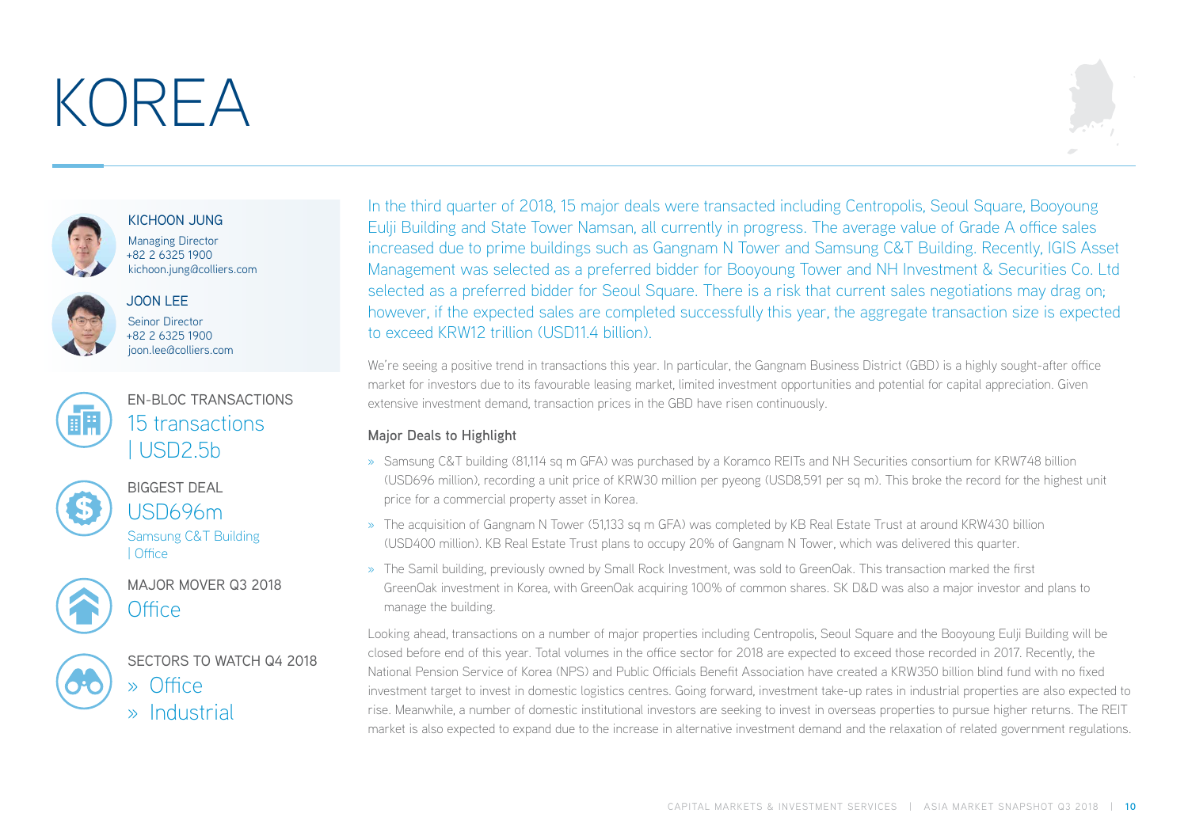# KOREA

**KICHOON JUNG**
Managing Director
+82 2 6325 1900
kichoon.jung@colliers.com

**JOON LEE**
Seinor Director
+82 2 6325 1900
joon.lee@colliers.com

EN-BLOC TRANSACTIONS
15 transactions
| USD2.5b

BIGGEST DEAL
USD696m
Samsung C&T Building
| Office

MAJOR MOVER Q3 2018
Office

SECTORS TO WATCH Q4 2018
» Office
» Industrial

In the third quarter of 2018, 15 major deals were transacted including Centropolis, Seoul Square, Booyoung Eulji Building and State Tower Namsan, all currently in progress. The average value of Grade A office sales increased due to prime buildings such as Gangnam N Tower and Samsung C&T Building. Recently, IGIS Asset Management was selected as a preferred bidder for Booyoung Tower and NH Investment & Securities Co. Ltd selected as a preferred bidder for Seoul Square. There is a risk that current sales negotiations may drag on; however, if the expected sales are completed successfully this year, the aggregate transaction size is expected to exceed KRW12 trillion (USD11.4 billion).

We're seeing a positive trend in transactions this year. In particular, the Gangnam Business District (GBD) is a highly sought-after office market for investors due to its favourable leasing market, limited investment opportunities and potential for capital appreciation. Given extensive investment demand, transaction prices in the GBD have risen continuously.

### Major Deals to Highlight

- Samsung C&T building (81,114 sq m GFA) was purchased by a Koramco REITs and NH Securities consortium for KRW748 billion (USD696 million), recording a unit price of KRW30 million per pyeong (USD8,591 per sq m). This broke the record for the highest unit price for a commercial property asset in Korea.
- The acquisition of Gangnam N Tower (51,133 sq m GFA) was completed by KB Real Estate Trust at around KRW430 billion (USD400 million). KB Real Estate Trust plans to occupy 20% of Gangnam N Tower, which was delivered this quarter.
- The Samil building, previously owned by Small Rock Investment, was sold to GreenOak. This transaction marked the first GreenOak investment in Korea, with GreenOak acquiring 100% of common shares. SK D&D was also a major investor and plans to manage the building.

Looking ahead, transactions on a number of major properties including Centropolis, Seoul Square and the Booyoung Eulji Building will be closed before end of this year. Total volumes in the office sector for 2018 are expected to exceed those recorded in 2017. Recently, the National Pension Service of Korea (NPS) and Public Officials Benefit Association have created a KRW350 billion blind fund with no fixed investment target to invest in domestic logistics centres. Going forward, investment take-up rates in industrial properties are also expected to rise. Meanwhile, a number of domestic institutional investors are seeking to invest in overseas properties to pursue higher returns. The REIT market is also expected to expand due to the increase in alternative investment demand and the relaxation of related government regulations.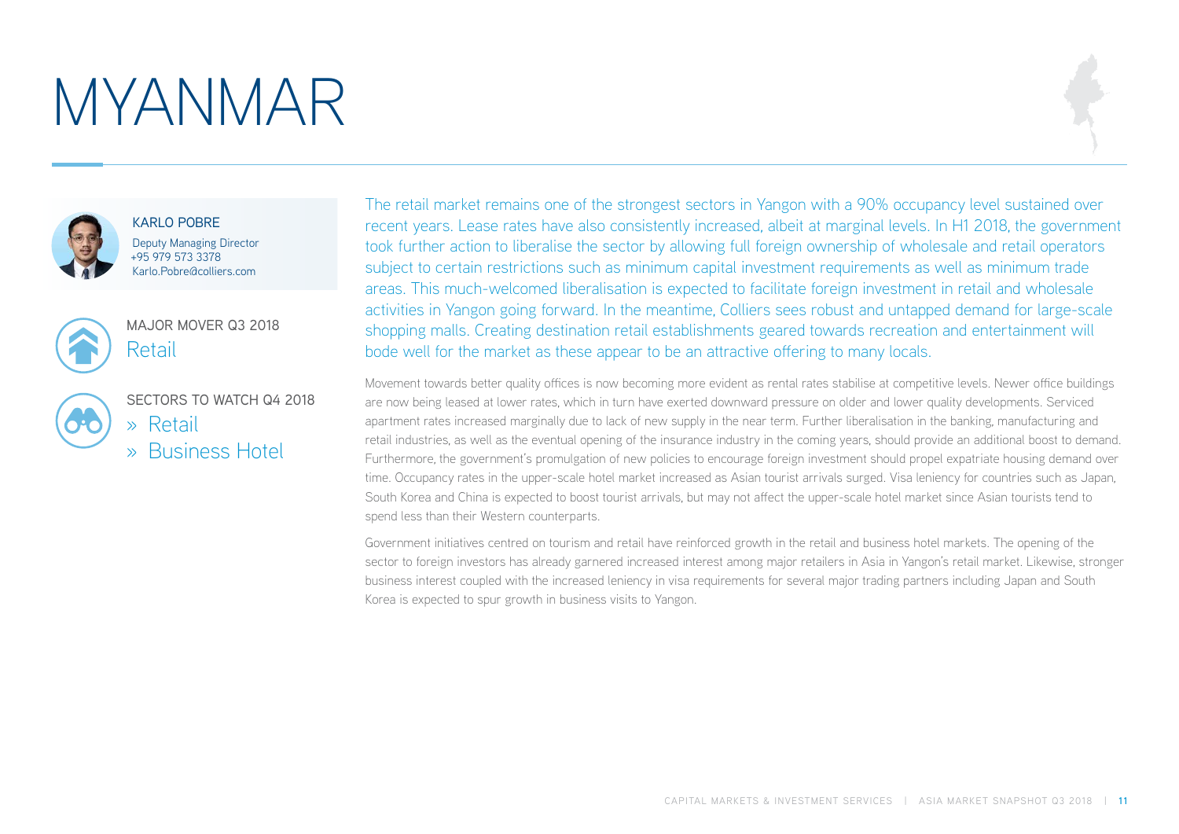# MYANMAR

**KARLO POBRE**
Deputy Managing Director
+95 979 573 3378
Karlo.Pobre@colliers.com

MAJOR MOVER Q3 2018
Retail

SECTORS TO WATCH Q4 2018
» Retail
» Business Hotel

The retail market remains one of the strongest sectors in Yangon with a 90% occupancy level sustained over recent years. Lease rates have also consistently increased, albeit at marginal levels. In H1 2018, the government took further action to liberalise the sector by allowing full foreign ownership of wholesale and retail operators subject to certain restrictions such as minimum capital investment requirements as well as minimum trade areas. This much-welcomed liberalisation is expected to facilitate foreign investment in retail and wholesale activities in Yangon going forward. In the meantime, Colliers sees robust and untapped demand for large-scale shopping malls. Creating destination retail establishments geared towards recreation and entertainment will bode well for the market as these appear to be an attractive offering to many locals.

Movement towards better quality offices is now becoming more evident as rental rates stabilise at competitive levels. Newer office buildings are now being leased at lower rates, which in turn have exerted downward pressure on older and lower quality developments. Serviced apartment rates increased marginally due to lack of new supply in the near term. Further liberalisation in the banking, manufacturing and retail industries, as well as the eventual opening of the insurance industry in the coming years, should provide an additional boost to demand. Furthermore, the government's promulgation of new policies to encourage foreign investment should propel expatriate housing demand over time. Occupancy rates in the upper-scale hotel market increased as Asian tourist arrivals surged. Visa leniency for countries such as Japan, South Korea and China is expected to boost tourist arrivals, but may not affect the upper-scale hotel market since Asian tourists tend to spend less than their Western counterparts.

Government initiatives centred on tourism and retail have reinforced growth in the retail and business hotel markets. The opening of the sector to foreign investors has already garnered increased interest among major retailers in Asia in Yangon's retail market. Likewise, stronger business interest coupled with the increased leniency in visa requirements for several major trading partners including Japan and South Korea is expected to spur growth in business visits to Yangon.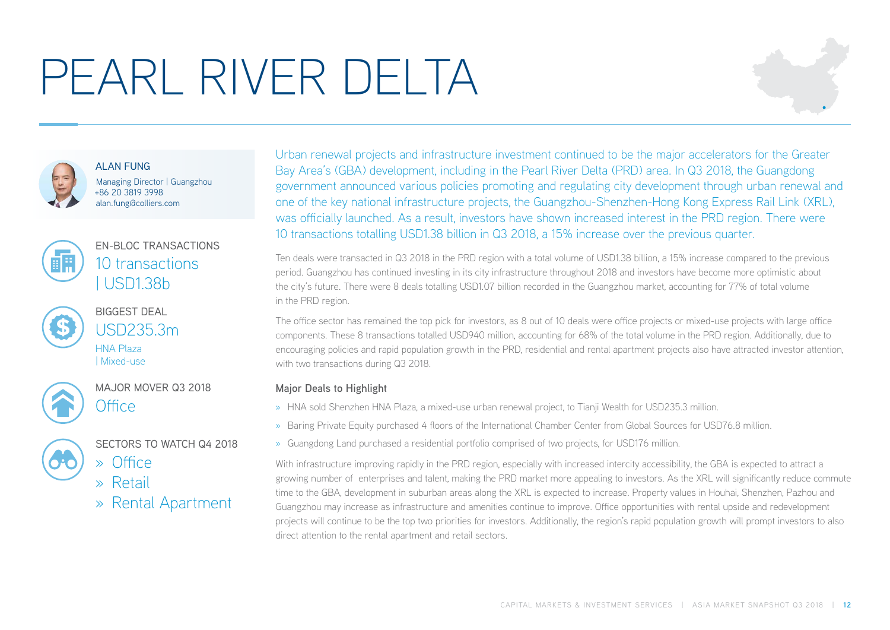# PEARL RIVER DELTA

**ALAN FUNG**
Managing Director | Guangzhou
+86 20 3819 3998
alan.fung@colliers.com

**EN-BLOC TRANSACTIONS**
10 transactions | USD1.38b

**BIGGEST DEAL**
USD235.3m
HNA Plaza | Mixed-use

**MAJOR MOVER Q3 2018**
Office

**SECTORS TO WATCH Q4 2018**
» Office
» Retail
» Rental Apartment

Urban renewal projects and infrastructure investment continued to be the major accelerators for the Greater Bay Area's (GBA) development, including in the Pearl River Delta (PRD) area. In Q3 2018, the Guangdong government announced various policies promoting and regulating city development through urban renewal and one of the key national infrastructure projects, the Guangzhou-Shenzhen-Hong Kong Express Rail Link (XRL), was officially launched. As a result, investors have shown increased interest in the PRD region. There were 10 transactions totalling USD1.38 billion in Q3 2018, a 15% increase over the previous quarter.

Ten deals were transacted in Q3 2018 in the PRD region with a total volume of USD1.38 billion, a 15% increase compared to the previous period. Guangzhou has continued investing in its city infrastructure throughout 2018 and investors have become more optimistic about the city's future. There were 8 deals totalling USD1.07 billion recorded in the Guangzhou market, accounting for 77% of total volume in the PRD region.

The office sector has remained the top pick for investors, as 8 out of 10 deals were office projects or mixed-use projects with large office components. These 8 transactions totalled USD940 million, accounting for 68% of the total volume in the PRD region. Additionally, due to encouraging policies and rapid population growth in the PRD, residential and rental apartment projects also have attracted investor attention, with two transactions during Q3 2018.

### Major Deals to Highlight

» HNA sold Shenzhen HNA Plaza, a mixed-use urban renewal project, to Tianji Wealth for USD235.3 million.

» Baring Private Equity purchased 4 floors of the International Chamber Center from Global Sources for USD76.8 million.

» Guangdong Land purchased a residential portfolio comprised of two projects, for USD176 million.

With infrastructure improving rapidly in the PRD region, especially with increased intercity accessibility, the GBA is expected to attract a growing number of enterprises and talent, making the PRD market more appealing to investors. As the XRL will significantly reduce commute time to the GBA, development in suburban areas along the XRL is expected to increase. Property values in Houhai, Shenzhen, Pazhou and Guangzhou may increase as infrastructure and amenities continue to improve. Office opportunities with rental upside and redevelopment projects will continue to be the top two priorities for investors. Additionally, the region's rapid population growth will prompt investors to also direct attention to the rental apartment and retail sectors.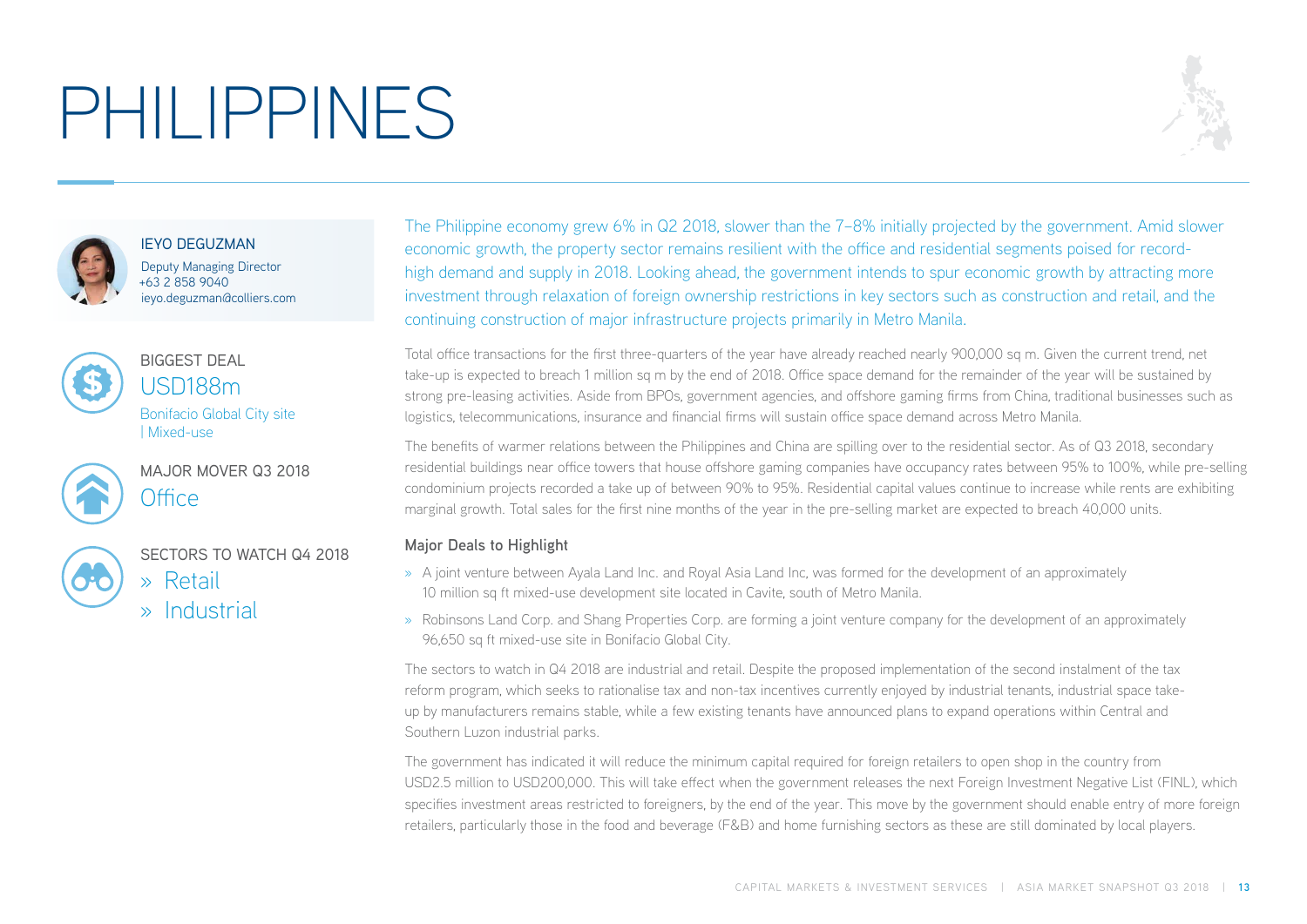# PHILIPPINES

**IEYO DEGUZMAN**
Deputy Managing Director
+63 2 858 9040
ieyo.deguzman@colliers.com

BIGGEST DEAL
**USD188m**
Bonifacio Global City site | Mixed-use

MAJOR MOVER Q3 2018
**Office**

SECTORS TO WATCH Q4 2018
» Retail
» Industrial

The Philippine economy grew 6% in Q2 2018, slower than the 7–8% initially projected by the government. Amid slower economic growth, the property sector remains resilient with the office and residential segments poised for record-high demand and supply in 2018. Looking ahead, the government intends to spur economic growth by attracting more investment through relaxation of foreign ownership restrictions in key sectors such as construction and retail, and the continuing construction of major infrastructure projects primarily in Metro Manila.

Total office transactions for the first three-quarters of the year have already reached nearly 900,000 sq m. Given the current trend, net take-up is expected to breach 1 million sq m by the end of 2018. Office space demand for the remainder of the year will be sustained by strong pre-leasing activities. Aside from BPOs, government agencies, and offshore gaming firms from China, traditional businesses such as logistics, telecommunications, insurance and financial firms will sustain office space demand across Metro Manila.

The benefits of warmer relations between the Philippines and China are spilling over to the residential sector. As of Q3 2018, secondary residential buildings near office towers that house offshore gaming companies have occupancy rates between 95% to 100%, while pre-selling condominium projects recorded a take up of between 90% to 95%. Residential capital values continue to increase while rents are exhibiting marginal growth. Total sales for the first nine months of the year in the pre-selling market are expected to breach 40,000 units.

### Major Deals to Highlight

- A joint venture between Ayala Land Inc. and Royal Asia Land Inc, was formed for the development of an approximately 10 million sq ft mixed-use development site located in Cavite, south of Metro Manila.
- Robinsons Land Corp. and Shang Properties Corp. are forming a joint venture company for the development of an approximately 96,650 sq ft mixed-use site in Bonifacio Global City.

The sectors to watch in Q4 2018 are industrial and retail. Despite the proposed implementation of the second instalment of the tax reform program, which seeks to rationalise tax and non-tax incentives currently enjoyed by industrial tenants, industrial space take-up by manufacturers remains stable, while a few existing tenants have announced plans to expand operations within Central and Southern Luzon industrial parks.

The government has indicated it will reduce the minimum capital required for foreign retailers to open shop in the country from USD2.5 million to USD200,000. This will take effect when the government releases the next Foreign Investment Negative List (FINL), which specifies investment areas restricted to foreigners, by the end of the year. This move by the government should enable entry of more foreign retailers, particularly those in the food and beverage (F&B) and home furnishing sectors as these are still dominated by local players.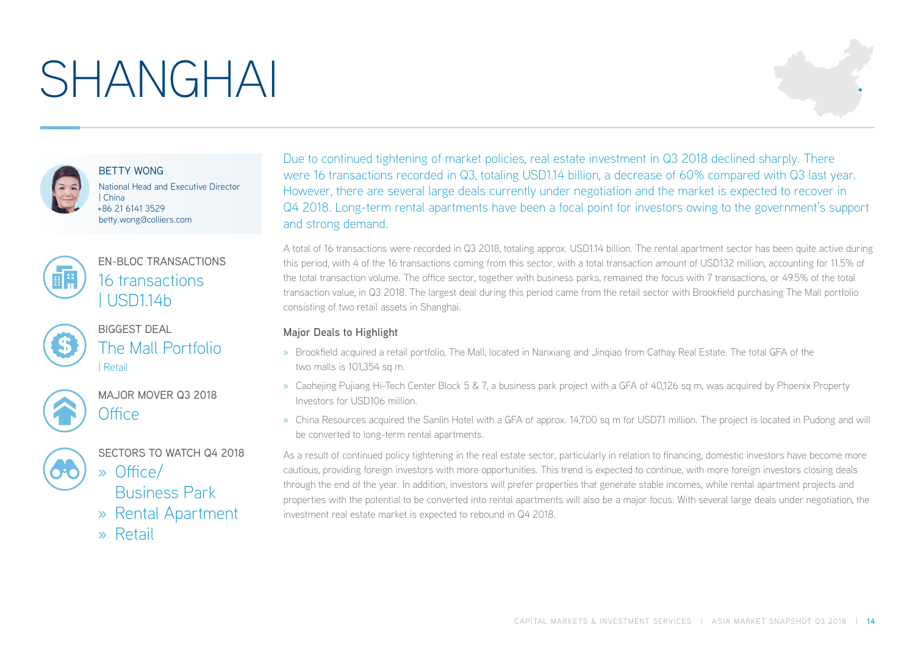# SHANGHAI

**BETTY WONG**
National Head and Executive Director | China
+86 21 6141 3529
betty.wong@colliers.com

EN-BLOC TRANSACTIONS
16 transactions | USD1.14b

BIGGEST DEAL
The Mall Portfolio | Retail

MAJOR MOVER Q3 2018
Office

SECTORS TO WATCH Q4 2018
- Office/ Business Park
- Rental Apartment
- Retail

Due to continued tightening of market policies, real estate investment in Q3 2018 declined sharply. There were 16 transactions recorded in Q3, totaling USD1.14 billion, a decrease of 60% compared with Q3 last year. However, there are several large deals currently under negotiation and the market is expected to recover in Q4 2018. Long-term rental apartments have been a focal point for investors owing to the government's support and strong demand.

A total of 16 transactions were recorded in Q3 2018, totaling approx. USD1.14 billion. The rental apartment sector has been quite active during this period, with 4 of the 16 transactions coming from this sector, with a total transaction amount of USD132 million, accounting for 11.5% of the total transaction volume. The office sector, together with business parks, remained the focus with 7 transactions, or 49.5% of the total transaction value, in Q3 2018. The largest deal during this period came from the retail sector with Brookfield purchasing The Mall portfolio consisting of two retail assets in Shanghai.

### Major Deals to Highlight

- Brookfield acquired a retail portfolio, The Mall, located in Nanxiang and Jinqiao from Cathay Real Estate. The total GFA of the two malls is 101,354 sq m.
- Caohejing Pujiang Hi-Tech Center Block 5 & 7, a business park project with a GFA of 40,126 sq m, was acquired by Phoenix Property Investors for USD106 million.
- China Resources acquired the Sanlin Hotel with a GFA of approx. 14,700 sq m for USD71 million. The project is located in Pudong and will be converted to long-term rental apartments.

As a result of continued policy tightening in the real estate sector, particularly in relation to financing, domestic investors have become more cautious, providing foreign investors with more opportunities. This trend is expected to continue, with more foreign investors closing deals through the end of the year. In addition, investors will prefer properties that generate stable incomes, while rental apartment projects and properties with the potential to be converted into rental apartments will also be a major focus. With several large deals under negotiation, the investment real estate market is expected to rebound in Q4 2018.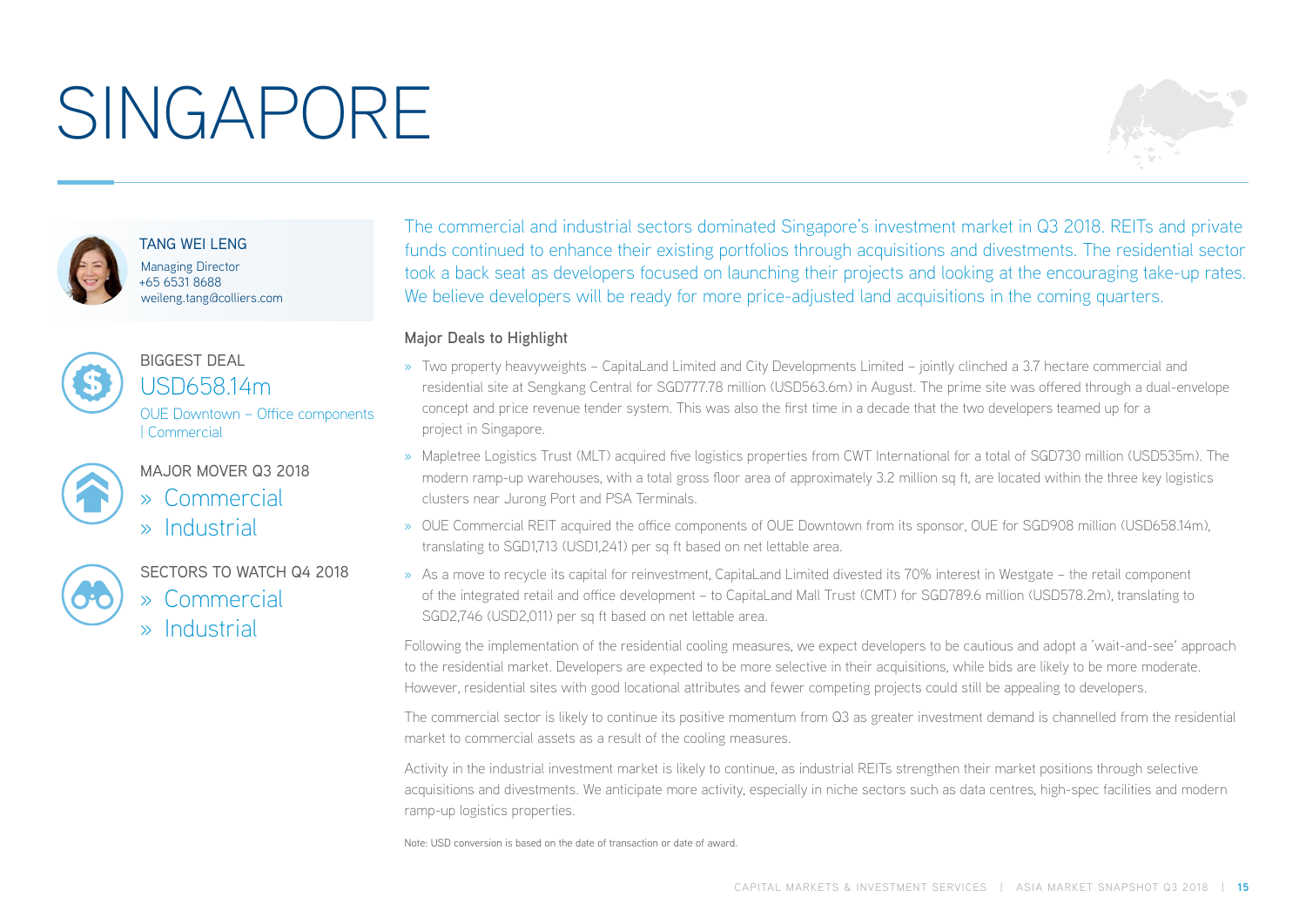# SINGAPORE

**TANG WEI LENG**
Managing Director
+65 6531 8688
weileng.tang@colliers.com

**BIGGEST DEAL**
USD658.14m
OUE Downtown – Office components | Commercial

**MAJOR MOVER Q3 2018**
» Commercial
» Industrial

**SECTORS TO WATCH Q4 2018**
» Commercial
» Industrial

The commercial and industrial sectors dominated Singapore's investment market in Q3 2018. REITs and private funds continued to enhance their existing portfolios through acquisitions and divestments. The residential sector took a back seat as developers focused on launching their projects and looking at the encouraging take-up rates. We believe developers will be ready for more price-adjusted land acquisitions in the coming quarters.

### Major Deals to Highlight

- Two property heavyweights – CapitaLand Limited and City Developments Limited – jointly clinched a 3.7 hectare commercial and residential site at Sengkang Central for SGD777.78 million (USD563.6m) in August. The prime site was offered through a dual-envelope concept and price revenue tender system. This was also the first time in a decade that the two developers teamed up for a project in Singapore.
- Mapletree Logistics Trust (MLT) acquired five logistics properties from CWT International for a total of SGD730 million (USD535m). The modern ramp-up warehouses, with a total gross floor area of approximately 3.2 million sq ft, are located within the three key logistics clusters near Jurong Port and PSA Terminals.
- OUE Commercial REIT acquired the office components of OUE Downtown from its sponsor, OUE for SGD908 million (USD658.14m), translating to SGD1,713 (USD1,241) per sq ft based on net lettable area.
- As a move to recycle its capital for reinvestment, CapitaLand Limited divested its 70% interest in Westgate – the retail component of the integrated retail and office development – to CapitaLand Mall Trust (CMT) for SGD789.6 million (USD578.2m), translating to SGD2,746 (USD2,011) per sq ft based on net lettable area.

Following the implementation of the residential cooling measures, we expect developers to be cautious and adopt a 'wait-and-see' approach to the residential market. Developers are expected to be more selective in their acquisitions, while bids are likely to be more moderate. However, residential sites with good locational attributes and fewer competing projects could still be appealing to developers.

The commercial sector is likely to continue its positive momentum from Q3 as greater investment demand is channelled from the residential market to commercial assets as a result of the cooling measures.

Activity in the industrial investment market is likely to continue, as industrial REITs strengthen their market positions through selective acquisitions and divestments. We anticipate more activity, especially in niche sectors such as data centres, high-spec facilities and modern ramp-up logistics properties.

Note: USD conversion is based on the date of transaction or date of award.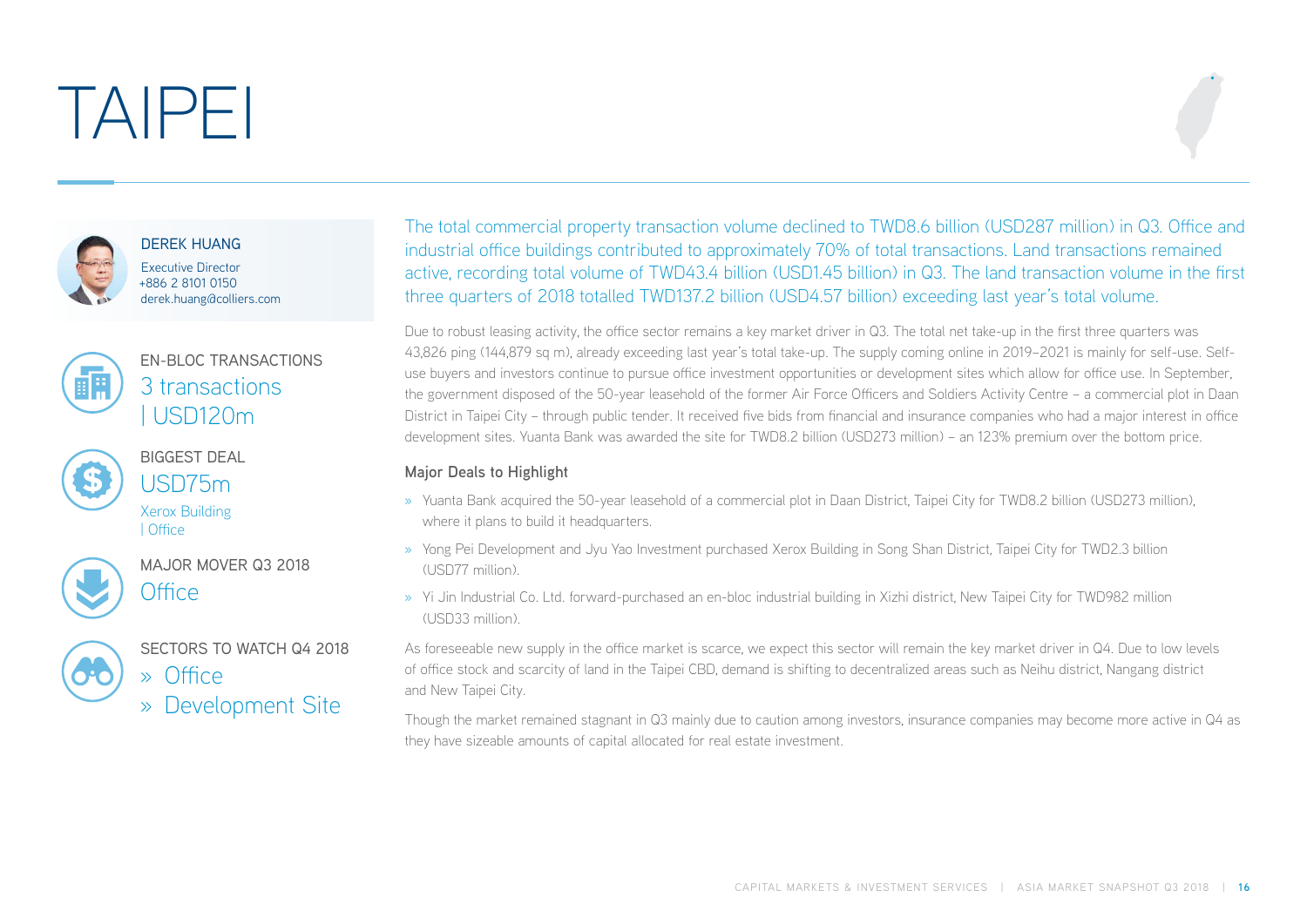# TAIPEI

**DEREK HUANG**
Executive Director
+886 2 8101 0150
derek.huang@colliers.com

**EN-BLOC TRANSACTIONS**
3 transactions | USD120m

**BIGGEST DEAL**
USD75m
Xerox Building | Office

**MAJOR MOVER Q3 2018**
Office

**SECTORS TO WATCH Q4 2018**
- Office
- Development Site

The total commercial property transaction volume declined to TWD8.6 billion (USD287 million) in Q3. Office and industrial office buildings contributed to approximately 70% of total transactions. Land transactions remained active, recording total volume of TWD43.4 billion (USD1.45 billion) in Q3. The land transaction volume in the first three quarters of 2018 totalled TWD137.2 billion (USD4.57 billion) exceeding last year's total volume.

Due to robust leasing activity, the office sector remains a key market driver in Q3. The total net take-up in the first three quarters was 43,826 ping (144,879 sq m), already exceeding last year's total take-up. The supply coming online in 2019–2021 is mainly for self-use. Self-use buyers and investors continue to pursue office investment opportunities or development sites which allow for office use. In September, the government disposed of the 50-year leasehold of the former Air Force Officers and Soldiers Activity Centre – a commercial plot in Daan District in Taipei City – through public tender. It received five bids from financial and insurance companies who had a major interest in office development sites. Yuanta Bank was awarded the site for TWD8.2 billion (USD273 million) – an 123% premium over the bottom price.

### Major Deals to Highlight

- Yuanta Bank acquired the 50-year leasehold of a commercial plot in Daan District, Taipei City for TWD8.2 billion (USD273 million), where it plans to build it headquarters.
- Yong Pei Development and Jyu Yao Investment purchased Xerox Building in Song Shan District, Taipei City for TWD2.3 billion (USD77 million).
- Yi Jin Industrial Co. Ltd. forward-purchased an en-bloc industrial building in Xizhi district, New Taipei City for TWD982 million (USD33 million).

As foreseeable new supply in the office market is scarce, we expect this sector will remain the key market driver in Q4. Due to low levels of office stock and scarcity of land in the Taipei CBD, demand is shifting to decentralized areas such as Neihu district, Nangang district and New Taipei City.

Though the market remained stagnant in Q3 mainly due to caution among investors, insurance companies may become more active in Q4 as they have sizeable amounts of capital allocated for real estate investment.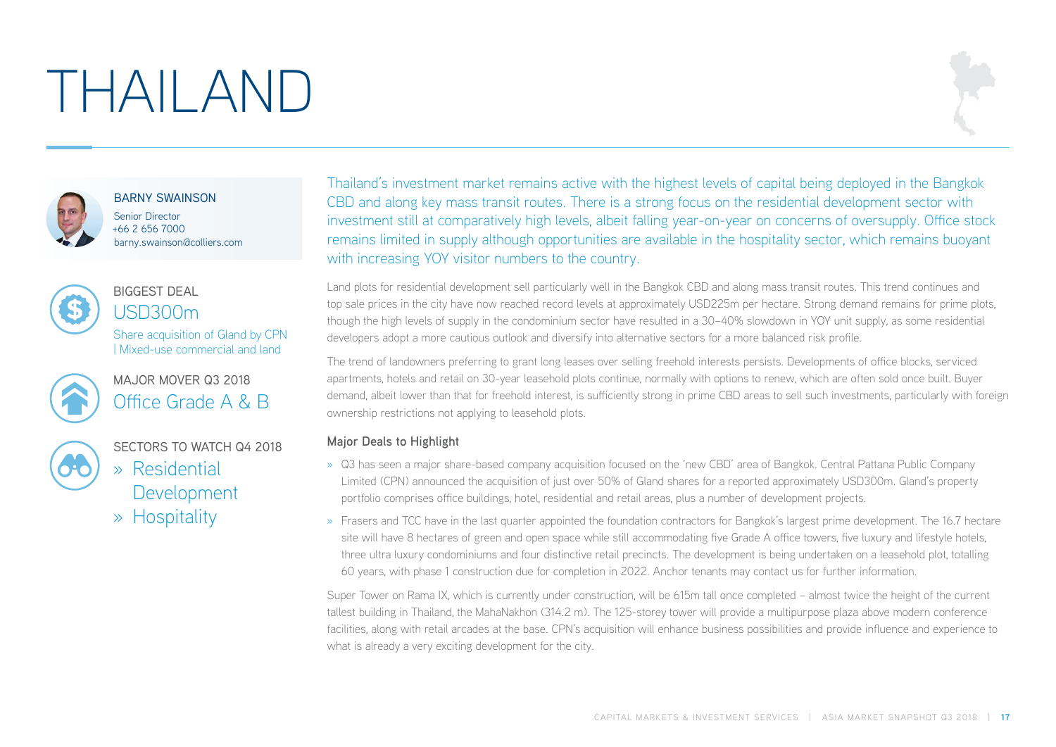# THAILAND

**BARNY SWAINSON**
Senior Director
+66 2 656 7000
barny.swainson@colliers.com

BIGGEST DEAL
## USD300m
Share acquisition of Gland by CPN | Mixed-use commercial and land

MAJOR MOVER Q3 2018
## Office Grade A & B

SECTORS TO WATCH Q4 2018
- Residential Development
- Hospitality

Thailand's investment market remains active with the highest levels of capital being deployed in the Bangkok CBD and along key mass transit routes. There is a strong focus on the residential development sector with investment still at comparatively high levels, albeit falling year-on-year on concerns of oversupply. Office stock remains limited in supply although opportunities are available in the hospitality sector, which remains buoyant with increasing YOY visitor numbers to the country.

Land plots for residential development sell particularly well in the Bangkok CBD and along mass transit routes. This trend continues and top sale prices in the city have now reached record levels at approximately USD225m per hectare. Strong demand remains for prime plots, though the high levels of supply in the condominium sector have resulted in a 30–40% slowdown in YOY unit supply, as some residential developers adopt a more cautious outlook and diversify into alternative sectors for a more balanced risk profile.

The trend of landowners preferring to grant long leases over selling freehold interests persists. Developments of office blocks, serviced apartments, hotels and retail on 30-year leasehold plots continue, normally with options to renew, which are often sold once built. Buyer demand, albeit lower than that for freehold interest, is sufficiently strong in prime CBD areas to sell such investments, particularly with foreign ownership restrictions not applying to leasehold plots.

### Major Deals to Highlight

- Q3 has seen a major share-based company acquisition focused on the 'new CBD' area of Bangkok. Central Pattana Public Company Limited (CPN) announced the acquisition of just over 50% of Gland shares for a reported approximately USD300m. Gland's property portfolio comprises office buildings, hotel, residential and retail areas, plus a number of development projects.
- Frasers and TCC have in the last quarter appointed the foundation contractors for Bangkok's largest prime development. The 16.7 hectare site will have 8 hectares of green and open space while still accommodating five Grade A office towers, five luxury and lifestyle hotels, three ultra luxury condominiums and four distinctive retail precincts. The development is being undertaken on a leasehold plot, totalling 60 years, with phase 1 construction due for completion in 2022. Anchor tenants may contact us for further information.

Super Tower on Rama IX, which is currently under construction, will be 615m tall once completed – almost twice the height of the current tallest building in Thailand, the MahaNakhon (314.2 m). The 125-storey tower will provide a multipurpose plaza above modern conference facilities, along with retail arcades at the base. CPN's acquisition will enhance business possibilities and provide influence and experience to what is already a very exciting development for the city.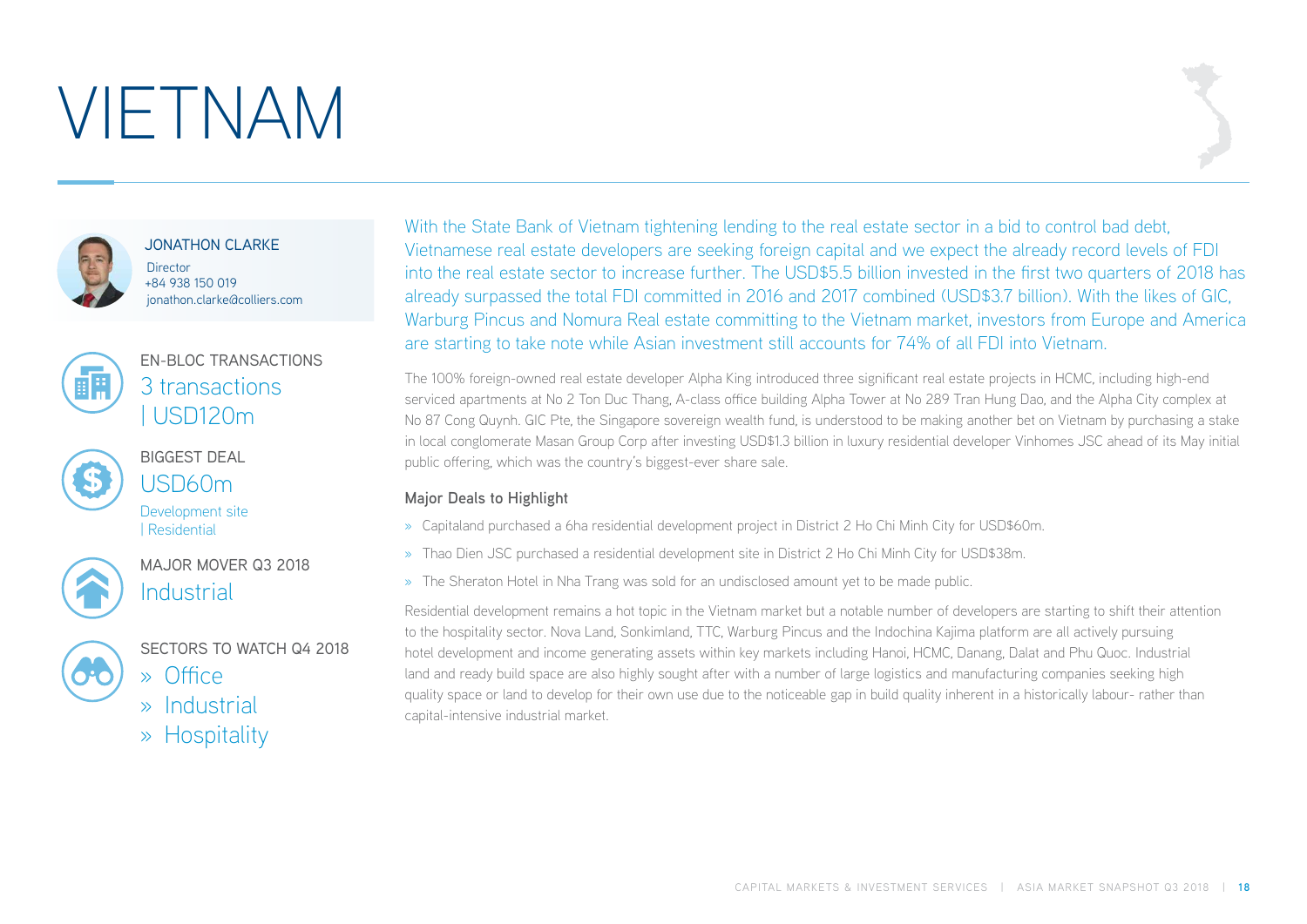# VIETNAM

**JONATHON CLARKE**
Director
+84 938 150 019
jonathon.clarke@colliers.com

**EN-BLOC TRANSACTIONS**
3 transactions | USD120m

**BIGGEST DEAL**
USD60m
Development site | Residential

**MAJOR MOVER Q3 2018**
Industrial

**SECTORS TO WATCH Q4 2018**
- Office
- Industrial
- Hospitality

With the State Bank of Vietnam tightening lending to the real estate sector in a bid to control bad debt, Vietnamese real estate developers are seeking foreign capital and we expect the already record levels of FDI into the real estate sector to increase further. The USD$5.5 billion invested in the first two quarters of 2018 has already surpassed the total FDI committed in 2016 and 2017 combined (USD$3.7 billion). With the likes of GIC, Warburg Pincus and Nomura Real estate committing to the Vietnam market, investors from Europe and America are starting to take note while Asian investment still accounts for 74% of all FDI into Vietnam.

The 100% foreign-owned real estate developer Alpha King introduced three significant real estate projects in HCMC, including high-end serviced apartments at No 2 Ton Duc Thang, A-class office building Alpha Tower at No 289 Tran Hung Dao, and the Alpha City complex at No 87 Cong Quynh. GIC Pte, the Singapore sovereign wealth fund, is understood to be making another bet on Vietnam by purchasing a stake in local conglomerate Masan Group Corp after investing USD$1.3 billion in luxury residential developer Vinhomes JSC ahead of its May initial public offering, which was the country's biggest-ever share sale.

### Major Deals to Highlight

- Capitaland purchased a 6ha residential development project in District 2 Ho Chi Minh City for USD$60m.
- Thao Dien JSC purchased a residential development site in District 2 Ho Chi Minh City for USD$38m.
- The Sheraton Hotel in Nha Trang was sold for an undisclosed amount yet to be made public.

Residential development remains a hot topic in the Vietnam market but a notable number of developers are starting to shift their attention to the hospitality sector. Nova Land, Sonkimland, TTC, Warburg Pincus and the Indochina Kajima platform are all actively pursuing hotel development and income generating assets within key markets including Hanoi, HCMC, Danang, Dalat and Phu Quoc. Industrial land and ready build space are also highly sought after with a number of large logistics and manufacturing companies seeking high quality space or land to develop for their own use due to the noticeable gap in build quality inherent in a historically labour- rather than capital-intensive industrial market.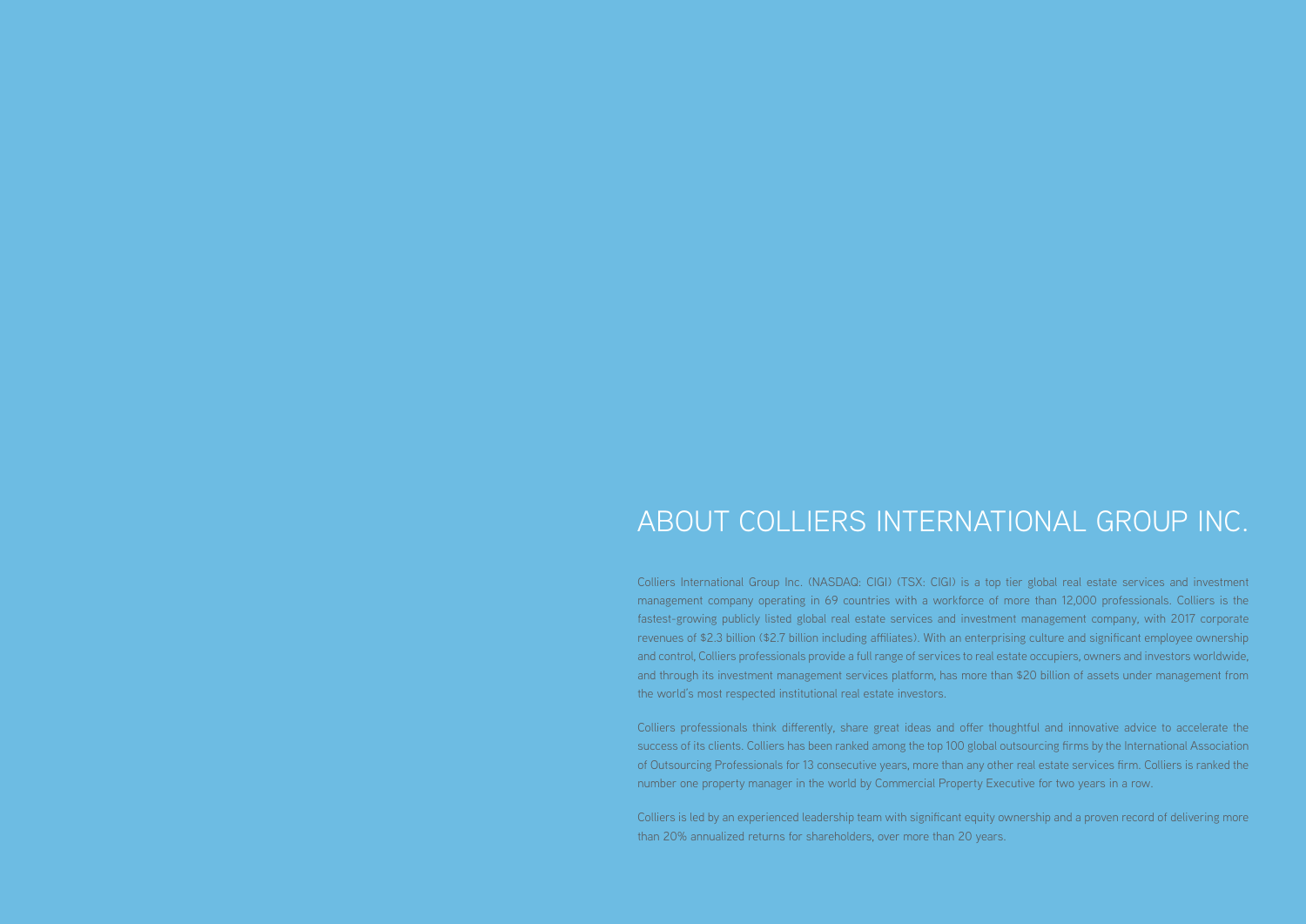# ABOUT COLLIERS INTERNATIONAL GROUP INC.

Colliers International Group Inc. (NASDAQ: CIGI) (TSX: CIGI) is a top tier global real estate services and investment management company operating in 69 countries with a workforce of more than 12,000 professionals. Colliers is the fastest-growing publicly listed global real estate services and investment management company, with 2017 corporate revenues of $2.3 billion ($2.7 billion including affiliates). With an enterprising culture and significant employee ownership and control, Colliers professionals provide a full range of services to real estate occupiers, owners and investors worldwide, and through its investment management services platform, has more than $20 billion of assets under management from the world's most respected institutional real estate investors.

Colliers professionals think differently, share great ideas and offer thoughtful and innovative advice to accelerate the success of its clients. Colliers has been ranked among the top 100 global outsourcing firms by the International Association of Outsourcing Professionals for 13 consecutive years, more than any other real estate services firm. Colliers is ranked the number one property manager in the world by Commercial Property Executive for two years in a row.

Colliers is led by an experienced leadership team with significant equity ownership and a proven record of delivering more than 20% annualized returns for shareholders, over more than 20 years.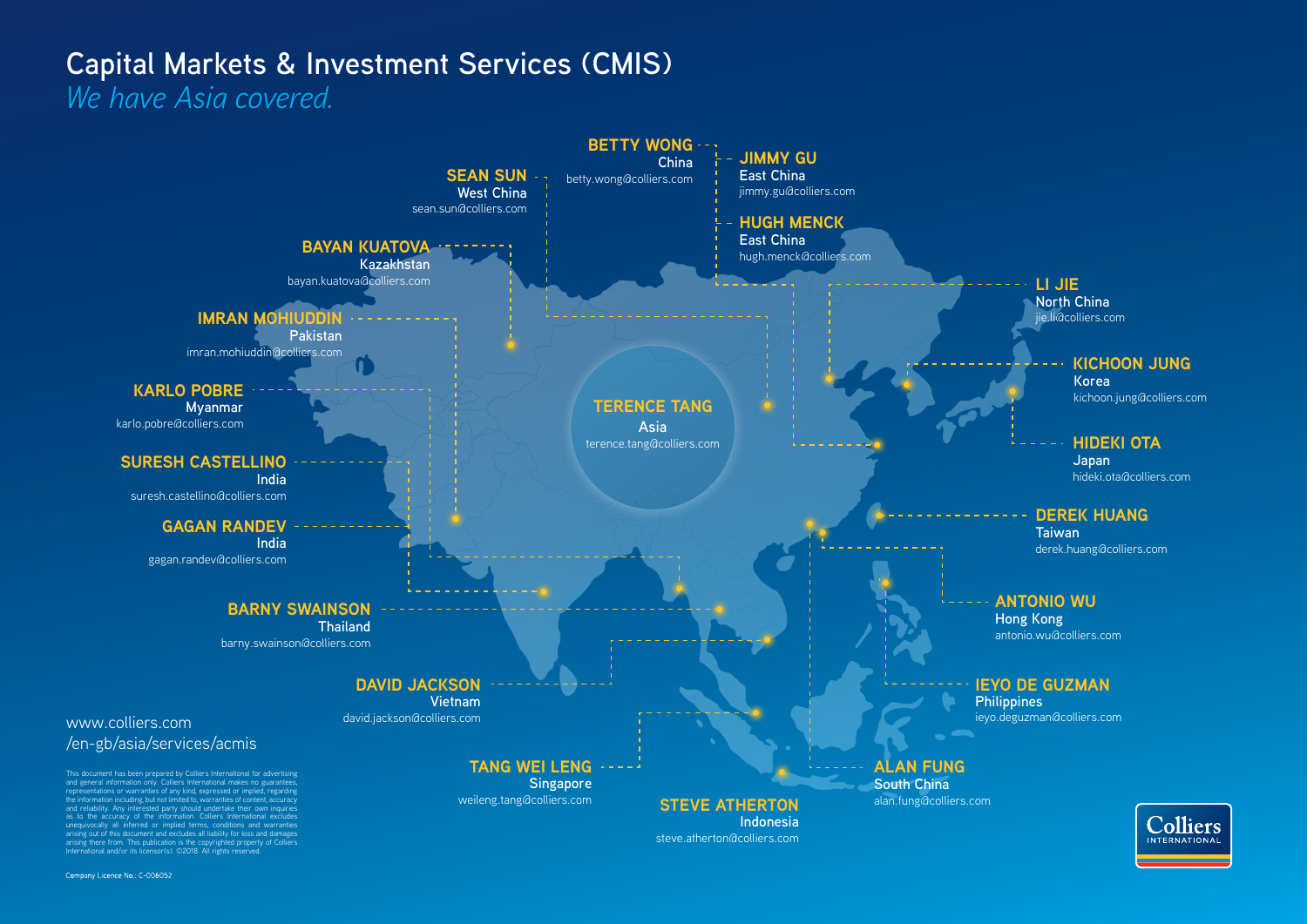# Capital Markets & Investment Services (CMIS)

*We have Asia covered.*

**TERENCE TANG**
Asia
terence.tang@colliers.com

**BETTY WONG**
China
betty.wong@colliers.com

**SEAN SUN**
West China
sean.sun@colliers.com

**JIMMY GU**
East China
jimmy.gu@colliers.com

**HUGH MENCK**
East China
hugh.menck@colliers.com

**BAYAN KUATOVA**
Kazakhstan
bayan.kuatova@colliers.com

**IMRAN MOHIUDDIN**
Pakistan
imran.mohiuddin@colliers.com

**KARLO POBRE**
Myanmar
karlo.pobre@colliers.com

**SURESH CASTELLINO**
India
suresh.castellino@colliers.com

**GAGAN RANDEV**
India
gagan.randev@colliers.com

**BARNY SWAINSON**
Thailand
barny.swainson@colliers.com

**DAVID JACKSON**
Vietnam
david.jackson@colliers.com

**TANG WEI LENG**
Singapore
weileng.tang@colliers.com

**STEVE ATHERTON**
Indonesia
steve.atherton@colliers.com

**LI JIE**
North China
jie.li@colliers.com

**KICHOON JUNG**
Korea
kichoon.jung@colliers.com

**HIDEKI OTA**
Japan
hideki.ota@colliers.com

**DEREK HUANG**
Taiwan
derek.huang@colliers.com

**ANTONIO WU**
Hong Kong
antonio.wu@colliers.com

**IEYO DE GUZMAN**
Philippines
ieyo.deguzman@colliers.com

**ALAN FUNG**
South China
alan.fung@colliers.com

www.colliers.com
/en-gb/asia/services/acmis

This document has been prepared by Colliers International for advertising and general information only. Colliers International makes no guarantees, representations or warranties of any kind, expressed or implied, regarding the information including, but not limited to, warranties of content, accuracy and reliability. Any interested party should undertake their own inquiries as to the accuracy of the information. Colliers International excludes unequivocally all inferred or implied terms, conditions and warranties arising out of this document and excludes all liability for loss and damages arising there from. This publication is the copyrighted property of Colliers International and/or its licensor(s). ©2018. All rights reserved.

Company Licence No.: C-006052

Colliers INTERNATIONAL